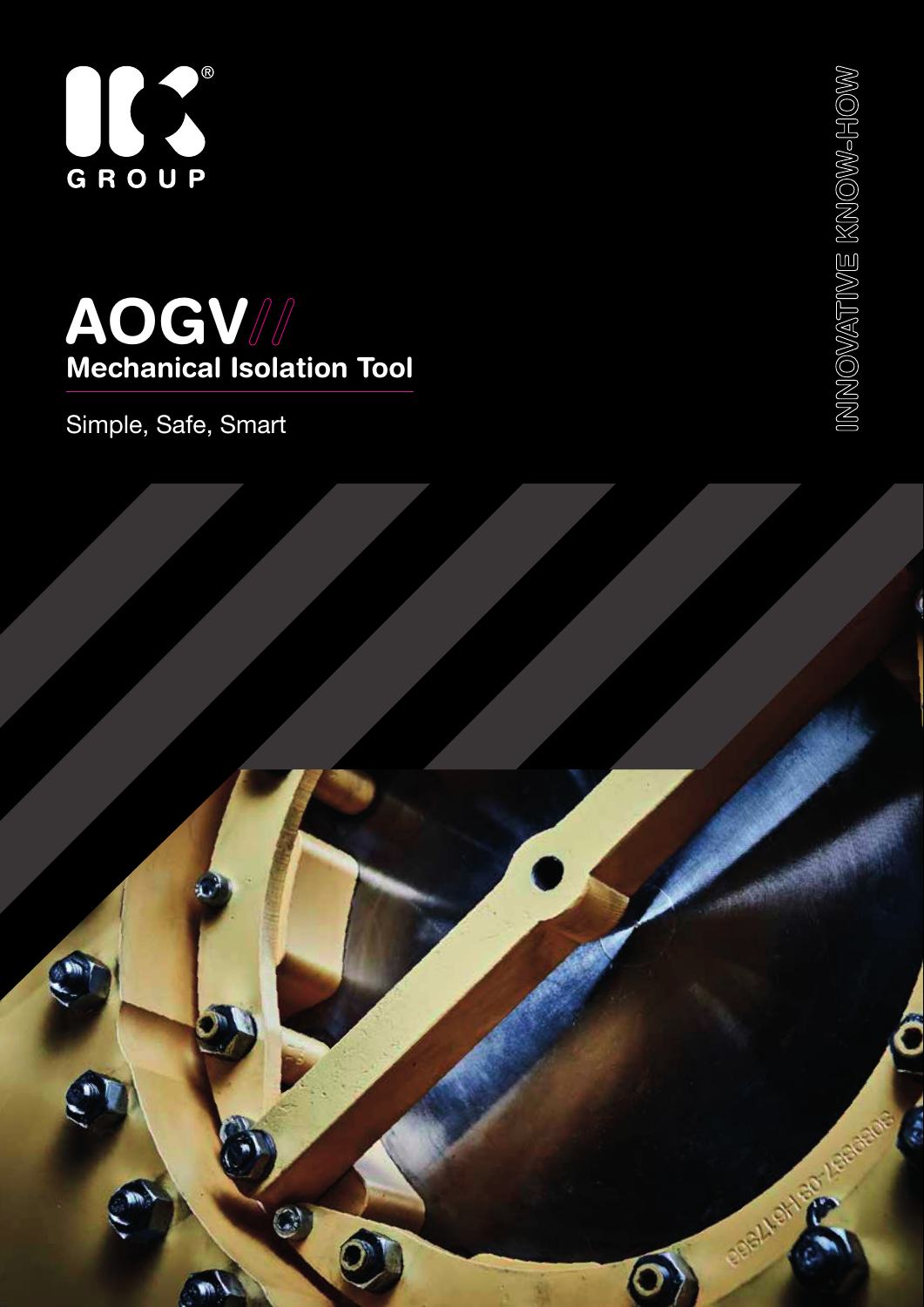GROUP

# AOGV///

## Mechanical Isolation Tool

Simple, Safe, Smart

INNOVATIVE KNOW-HOW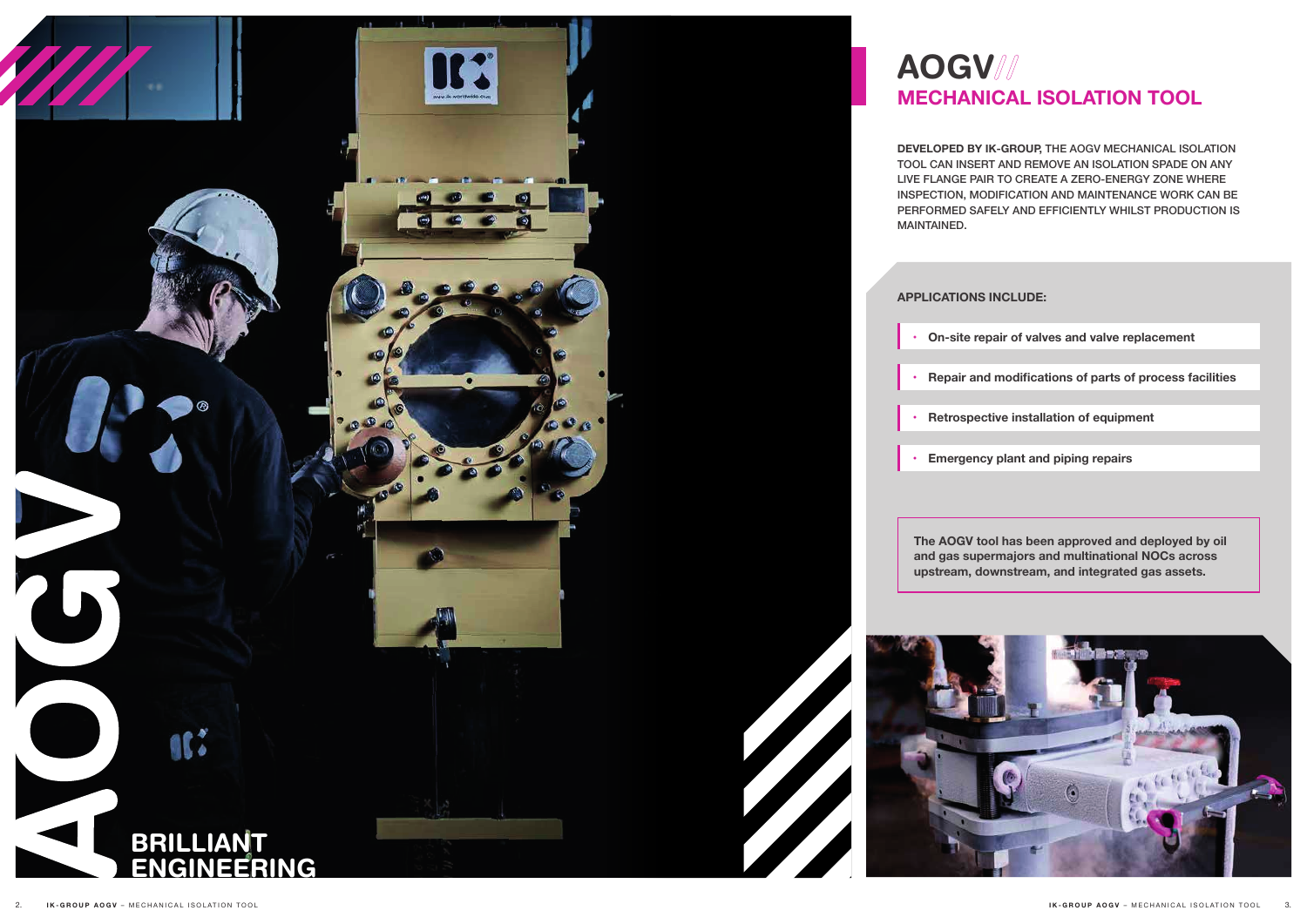AOGV

BRILLIANT ENGINEERING

# AOGV
## MECHANICAL ISOLATION TOOL

**DEVELOPED BY IK-GROUP,** THE AOGV MECHANICAL ISOLATION TOOL CAN INSERT AND REMOVE AN ISOLATION SPADE ON ANY LIVE FLANGE PAIR TO CREATE A ZERO-ENERGY ZONE WHERE INSPECTION, MODIFICATION AND MAINTENANCE WORK CAN BE PERFORMED SAFELY AND EFFICIENTLY WHILST PRODUCTION IS MAINTAINED.

**APPLICATIONS INCLUDE:**

- **On-site repair of valves and valve replacement**
- **Repair and modifications of parts of process facilities**
- **Retrospective installation of equipment**
- **Emergency plant and piping repairs**

**The AOGV tool has been approved and deployed by oil and gas supermajors and multinational NOCs across upstream, downstream, and integrated gas assets.**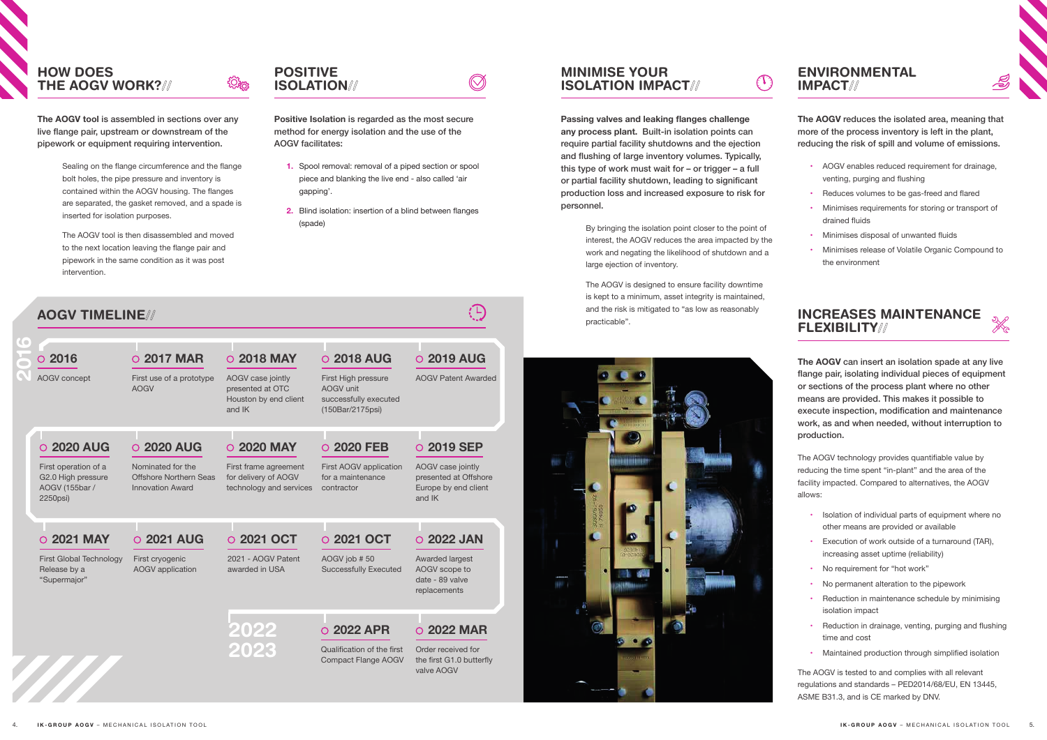## HOW DOES THE AOGV WORK?//

**The AOGV tool** is assembled in sections over any live flange pair, upstream or downstream of the pipework or equipment requiring intervention.

Sealing on the flange circumference and the flange bolt holes, the pipe pressure and inventory is contained within the AOGV housing. The flanges are separated, the gasket removed, and a spade is inserted for isolation purposes.

The AOGV tool is then disassembled and moved to the next location leaving the flange pair and pipework in the same condition as it was post intervention.

## POSITIVE ISOLATION//

**Positive Isolation** is regarded as the most secure method for energy isolation and the use of the AOGV facilitates:

1. Spool removal: removal of a piped section or spool piece and blanking the live end - also called 'air gapping'.
2. Blind isolation: insertion of a blind between flanges (spade)

## AOGV TIMELINE//

**2016**

| Date | Event |
|---|---|
| 2016 | AOGV concept |
| 2017 MAR | First use of a prototype AOGV |
| 2018 MAY | AOGV case jointly presented at OTC Houston by end client and IK |
| 2018 AUG | First High pressure AOGV unit successfully executed (150Bar/2175psi) |
| 2019 AUG | AOGV Patent Awarded |
| 2019 SEP | AOGV case jointly presented at Offshore Europe by end client and IK |
| 2020 FEB | First AOGV application for a maintenance contractor |
| 2020 MAY | First frame agreement for delivery of AOGV technology and services |
| 2020 AUG | Nominated for the Offshore Northern Seas Innovation Award |
| 2020 AUG | First operation of a G2.0 High pressure AOGV (155bar / 2250psi) |
| 2021 MAY | First Global Technology Release by a "Supermajor" |
| 2021 AUG | First cryogenic AOGV application |
| 2021 OCT | 2021 - AOGV Patent awarded in USA |
| 2021 OCT | AOGV job # 50 Successfully Executed |
| 2022 JAN | Awarded largest AOGV scope to date - 89 valve replacements |
| 2022 MAR | Order received for the first G1.0 butterfly valve AOGV |
| 2022 APR | Qualification of the first Compact Flange AOGV |

**2022 2023**

## MINIMISE YOUR ISOLATION IMPACT//

**Passing valves and leaking flanges challenge any process plant.** Built-in isolation points can require partial facility shutdowns and the ejection and flushing of large inventory volumes. Typically, this type of work must wait for – or trigger – a full or partial facility shutdown, leading to significant production loss and increased exposure to risk for personnel.

By bringing the isolation point closer to the point of interest, the AOGV reduces the area impacted by the work and negating the likelihood of shutdown and a large ejection of inventory.

The AOGV is designed to ensure facility downtime is kept to a minimum, asset integrity is maintained, and the risk is mitigated to "as low as reasonably practicable".

## ENVIRONMENTAL IMPACT//

**The AOGV** reduces the isolated area, meaning that more of the process inventory is left in the plant, reducing the risk of spill and volume of emissions.

- AOGV enables reduced requirement for drainage, venting, purging and flushing
- Reduces volumes to be gas-freed and flared
- Minimises requirements for storing or transport of drained fluids
- Minimises disposal of unwanted fluids
- Minimises release of Volatile Organic Compound to the environment

## INCREASES MAINTENANCE FLEXIBILITY//

**The AOGV** can insert an isolation spade at any live flange pair, isolating individual pieces of equipment or sections of the process plant where no other means are provided. This makes it possible to execute inspection, modification and maintenance work, as and when needed, without interruption to production.

The AOGV technology provides quantifiable value by reducing the time spent "in-plant" and the area of the facility impacted. Compared to alternatives, the AOGV allows:

- Isolation of individual parts of equipment where no other means are provided or available
- Execution of work outside of a turnaround (TAR), increasing asset uptime (reliability)
- No requirement for "hot work"
- No permanent alteration to the pipework
- Reduction in maintenance schedule by minimising isolation impact
- Reduction in drainage, venting, purging and flushing time and cost
- Maintained production through simplified isolation

The AOGV is tested to and complies with all relevant regulations and standards – PED2014/68/EU, EN 13445, ASME B31.3, and is CE marked by DNV.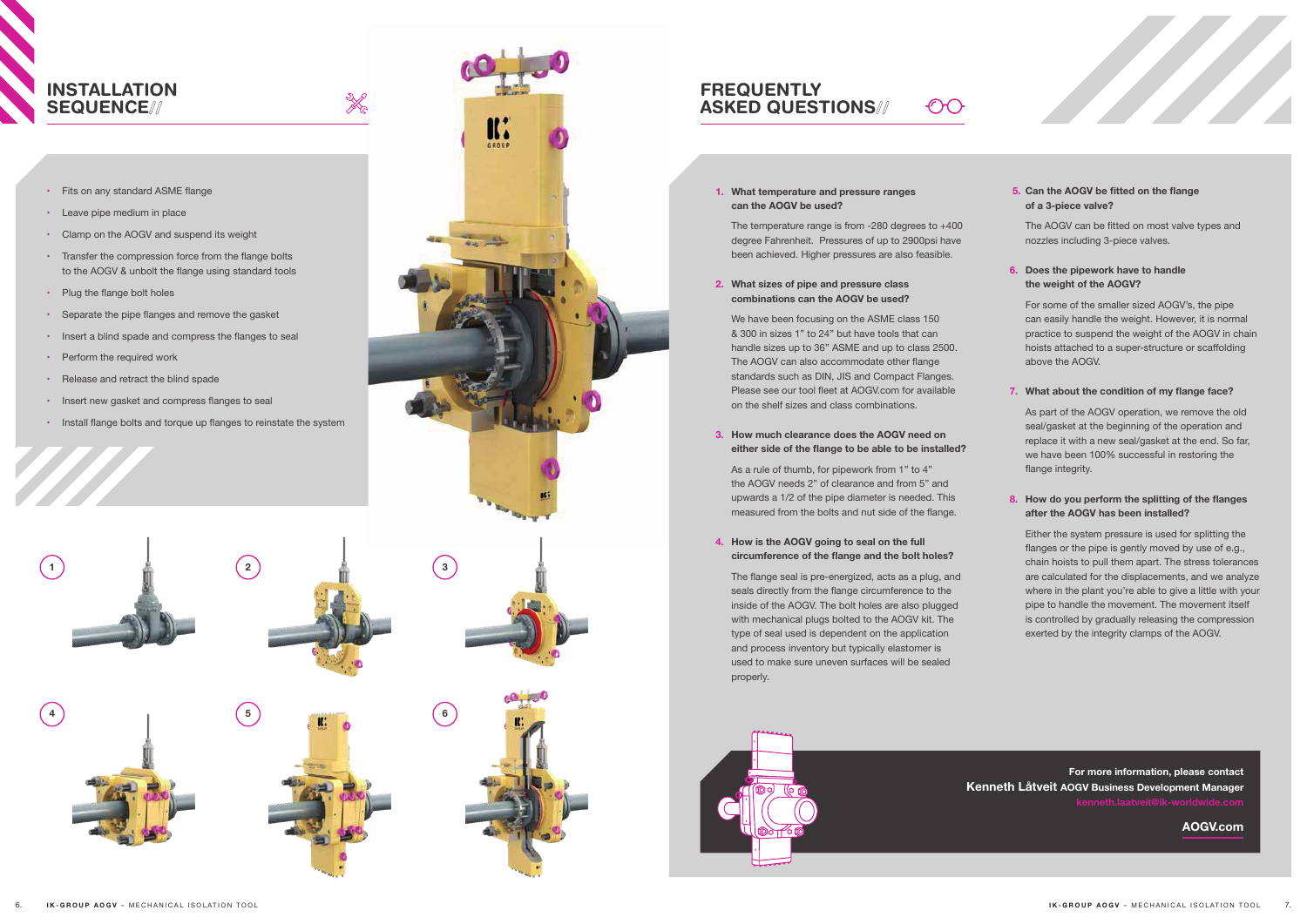## INSTALLATION SEQUENCE//

- Fits on any standard ASME flange
- Leave pipe medium in place
- Clamp on the AOGV and suspend its weight
- Transfer the compression force from the flange bolts to the AOGV & unbolt the flange using standard tools
- Plug the flange bolt holes
- Separate the pipe flanges and remove the gasket
- Insert a blind spade and compress the flanges to seal
- Perform the required work
- Release and retract the blind spade
- Insert new gasket and compress flanges to seal
- Install flange bolts and torque up flanges to reinstate the system

1

2

3

4

5

6

## FREQUENTLY ASKED QUESTIONS//

**1. What temperature and pressure ranges can the AOGV be used?**

The temperature range is from -280 degrees to +400 degree Fahrenheit. Pressures of up to 2900psi have been achieved. Higher pressures are also feasible.

**2. What sizes of pipe and pressure class combinations can the AOGV be used?**

We have been focusing on the ASME class 150 & 300 in sizes 1" to 24" but have tools that can handle sizes up to 36" ASME and up to class 2500. The AOGV can also accommodate other flange standards such as DIN, JIS and Compact Flanges. Please see our tool fleet at AOGV.com for available on the shelf sizes and class combinations.

**3. How much clearance does the AOGV need on either side of the flange to be able to be installed?**

As a rule of thumb, for pipework from 1" to 4" the AOGV needs 2" of clearance and from 5" and upwards a 1/2 of the pipe diameter is needed. This measured from the bolts and nut side of the flange.

**4. How is the AOGV going to seal on the full circumference of the flange and the bolt holes?**

The flange seal is pre-energized, acts as a plug, and seals directly from the flange circumference to the inside of the AOGV. The bolt holes are also plugged with mechanical plugs bolted to the AOGV kit. The type of seal used is dependent on the application and process inventory but typically elastomer is used to make sure uneven surfaces will be sealed properly.

**5. Can the AOGV be fitted on the flange of a 3-piece valve?**

The AOGV can be fitted on most valve types and nozzles including 3-piece valves.

**6. Does the pipework have to handle the weight of the AOGV?**

For some of the smaller sized AOGV's, the pipe can easily handle the weight. However, it is normal practice to suspend the weight of the AOGV in chain hoists attached to a super-structure or scaffolding above the AOGV.

**7. What about the condition of my flange face?**

As part of the AOGV operation, we remove the old seal/gasket at the beginning of the operation and replace it with a new seal/gasket at the end. So far, we have been 100% successful in restoring the flange integrity.

**8. How do you perform the splitting of the flanges after the AOGV has been installed?**

Either the system pressure is used for splitting the flanges or the pipe is gently moved by use of e.g., chain hoists to pull them apart. The stress tolerances are calculated for the displacements, and we analyze where in the plant you're able to give a little with your pipe to handle the movement. The movement itself is controlled by gradually releasing the compression exerted by the integrity clamps of the AOGV.

**For more information, please contact**
**Kenneth Låtveit** **AOGV Business Development Manager**
kenneth.laatveit@ik-worldwide.com

**AOGV.com**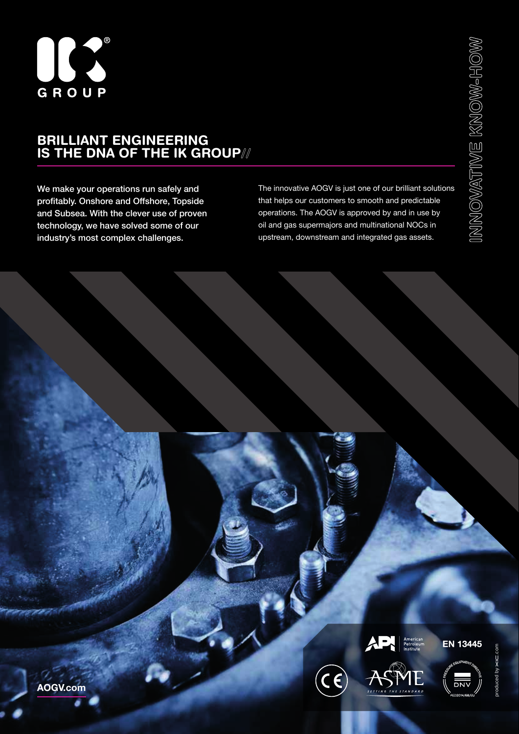IK GROUP

# BRILLIANT ENGINEERING IS THE DNA OF THE IK GROUP//

INNOVATIVE KNOW-HOW

**We make your operations run safely and profitably. Onshore and Offshore, Topside and Subsea. With the clever use of proven technology, we have solved some of our industry's most complex challenges.**

The innovative AOGV is just one of our brilliant solutions that helps our customers to smooth and predictable operations. The AOGV is approved by and in use by oil and gas supermajors and multinational NOCs in upstream, downstream and integrated gas assets.

**AOGV.com**

API American Petroleum Institute

EN 13445

CE

ASME SETTING THE STANDARD

PRESSURE EQUIPMENT DIRECTIVE DNV PED2014/68/EU

produced by XIC.com